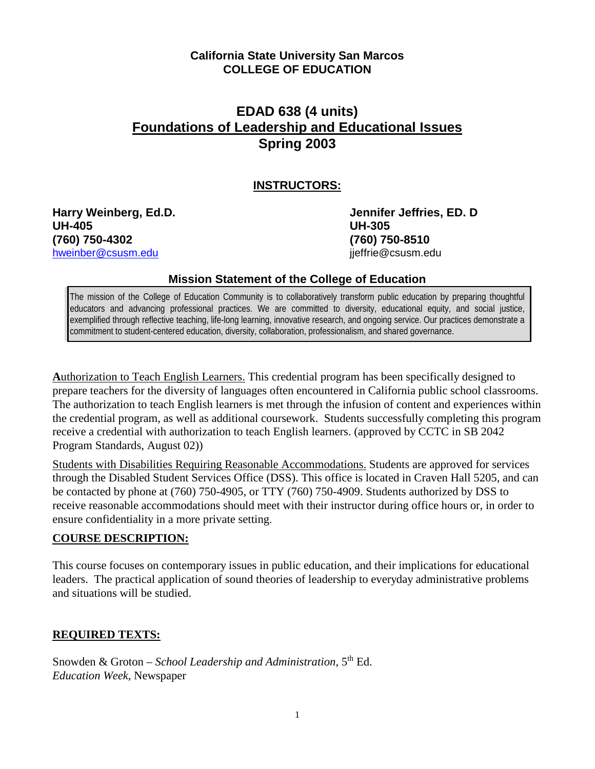**California State University San Marcos**
**COLLEGE OF EDUCATION**

# EDAD 638 (4 units)
# Foundations of Leadership and Educational Issues
# Spring 2003

## INSTRUCTORS:

**Harry Weinberg, Ed.D.**
**UH-405**
**(760) 750-4302**
hweinber@csusm.edu

**Jennifer Jeffries, ED. D**
**UH-305**
**(760) 750-8510**
jjeffrie@csusm.edu

### Mission Statement of the College of Education

The mission of the College of Education Community is to collaboratively transform public education by preparing thoughtful educators and advancing professional practices. We are committed to diversity, educational equity, and social justice, exemplified through reflective teaching, life-long learning, innovative research, and ongoing service. Our practices demonstrate a commitment to student-centered education, diversity, collaboration, professionalism, and shared governance.

**A**uthorization to Teach English Learners. This credential program has been specifically designed to prepare teachers for the diversity of languages often encountered in California public school classrooms. The authorization to teach English learners is met through the infusion of content and experiences within the credential program, as well as additional coursework. Students successfully completing this program receive a credential with authorization to teach English learners. (approved by CCTC in SB 2042 Program Standards, August 02))

Students with Disabilities Requiring Reasonable Accommodations. Students are approved for services through the Disabled Student Services Office (DSS). This office is located in Craven Hall 5205, and can be contacted by phone at (760) 750-4905, or TTY (760) 750-4909. Students authorized by DSS to receive reasonable accommodations should meet with their instructor during office hours or, in order to ensure confidentiality in a more private setting.

## COURSE DESCRIPTION:

This course focuses on contemporary issues in public education, and their implications for educational leaders. The practical application of sound theories of leadership to everyday administrative problems and situations will be studied.

## REQUIRED TEXTS:

Snowden & Groton – *School Leadership and Administration*, 5th Ed.
*Education Week*, Newspaper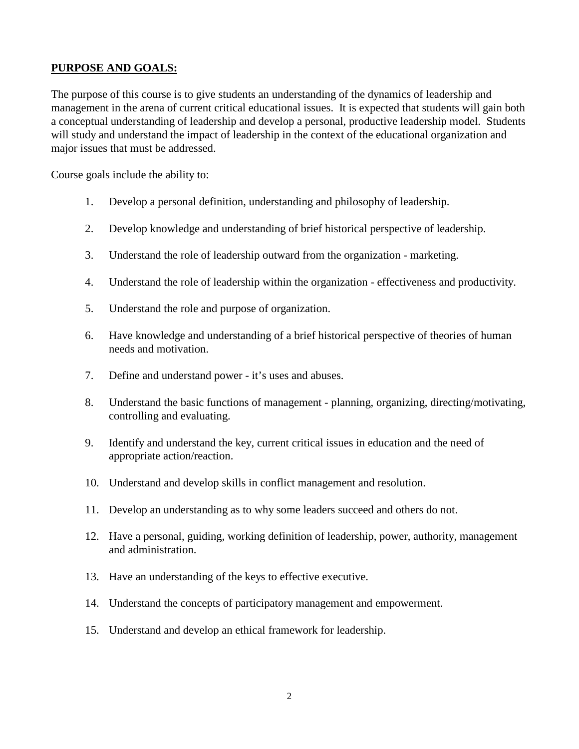## PURPOSE AND GOALS:

The purpose of this course is to give students an understanding of the dynamics of leadership and management in the arena of current critical educational issues. It is expected that students will gain both a conceptual understanding of leadership and develop a personal, productive leadership model. Students will study and understand the impact of leadership in the context of the educational organization and major issues that must be addressed.

Course goals include the ability to:

1. Develop a personal definition, understanding and philosophy of leadership.
2. Develop knowledge and understanding of brief historical perspective of leadership.
3. Understand the role of leadership outward from the organization - marketing.
4. Understand the role of leadership within the organization - effectiveness and productivity.
5. Understand the role and purpose of organization.
6. Have knowledge and understanding of a brief historical perspective of theories of human needs and motivation.
7. Define and understand power - it's uses and abuses.
8. Understand the basic functions of management - planning, organizing, directing/motivating, controlling and evaluating.
9. Identify and understand the key, current critical issues in education and the need of appropriate action/reaction.
10. Understand and develop skills in conflict management and resolution.
11. Develop an understanding as to why some leaders succeed and others do not.
12. Have a personal, guiding, working definition of leadership, power, authority, management and administration.
13. Have an understanding of the keys to effective executive.
14. Understand the concepts of participatory management and empowerment.
15. Understand and develop an ethical framework for leadership.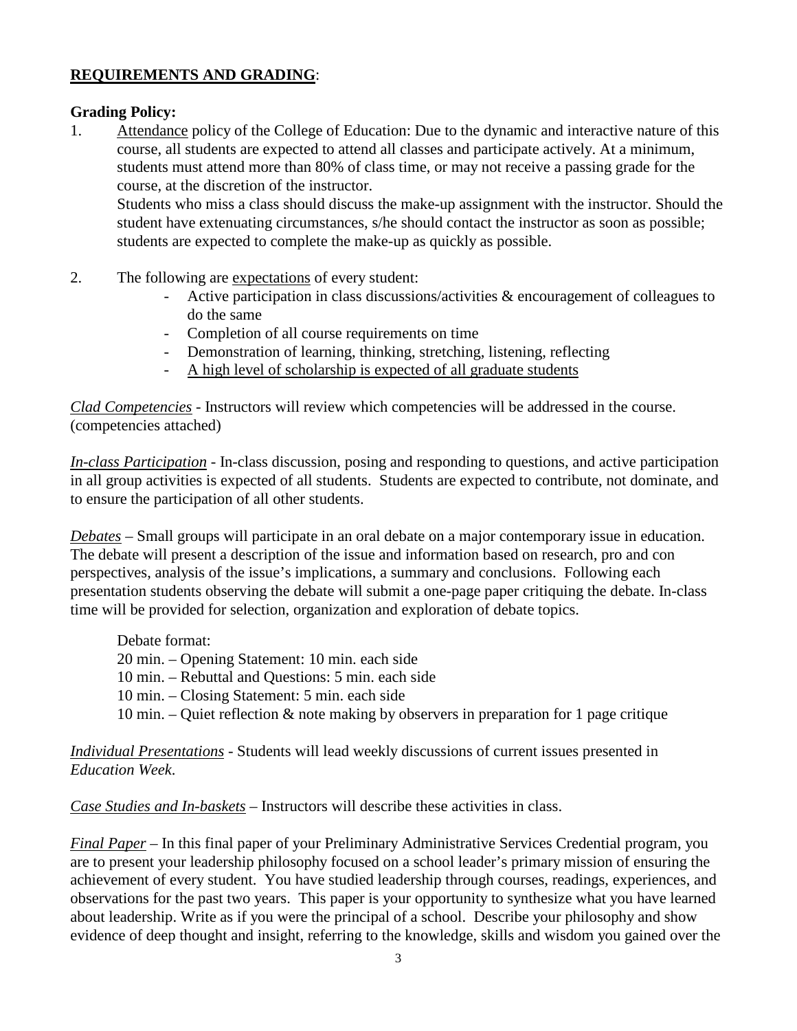## **REQUIREMENTS AND GRADING**:

**Grading Policy:**

1. Attendance policy of the College of Education: Due to the dynamic and interactive nature of this course, all students are expected to attend all classes and participate actively. At a minimum, students must attend more than 80% of class time, or may not receive a passing grade for the course, at the discretion of the instructor.

   Students who miss a class should discuss the make-up assignment with the instructor. Should the student have extenuating circumstances, s/he should contact the instructor as soon as possible; students are expected to complete the make-up as quickly as possible.

2. The following are expectations of every student:
   - Active participation in class discussions/activities & encouragement of colleagues to do the same
   - Completion of all course requirements on time
   - Demonstration of learning, thinking, stretching, listening, reflecting
   - A high level of scholarship is expected of all graduate students

*Clad Competencies* - Instructors will review which competencies will be addressed in the course. (competencies attached)

*In-class Participation* - In-class discussion, posing and responding to questions, and active participation in all group activities is expected of all students. Students are expected to contribute, not dominate, and to ensure the participation of all other students.

*Debates* – Small groups will participate in an oral debate on a major contemporary issue in education. The debate will present a description of the issue and information based on research, pro and con perspectives, analysis of the issue's implications, a summary and conclusions. Following each presentation students observing the debate will submit a one-page paper critiquing the debate. In-class time will be provided for selection, organization and exploration of debate topics.

Debate format:
20 min. – Opening Statement: 10 min. each side
10 min. – Rebuttal and Questions: 5 min. each side
10 min. – Closing Statement: 5 min. each side
10 min. – Quiet reflection & note making by observers in preparation for 1 page critique

*Individual Presentations* - Students will lead weekly discussions of current issues presented in *Education Week*.

*Case Studies and In-baskets* – Instructors will describe these activities in class.

*Final Paper* – In this final paper of your Preliminary Administrative Services Credential program, you are to present your leadership philosophy focused on a school leader's primary mission of ensuring the achievement of every student. You have studied leadership through courses, readings, experiences, and observations for the past two years. This paper is your opportunity to synthesize what you have learned about leadership. Write as if you were the principal of a school. Describe your philosophy and show evidence of deep thought and insight, referring to the knowledge, skills and wisdom you gained over the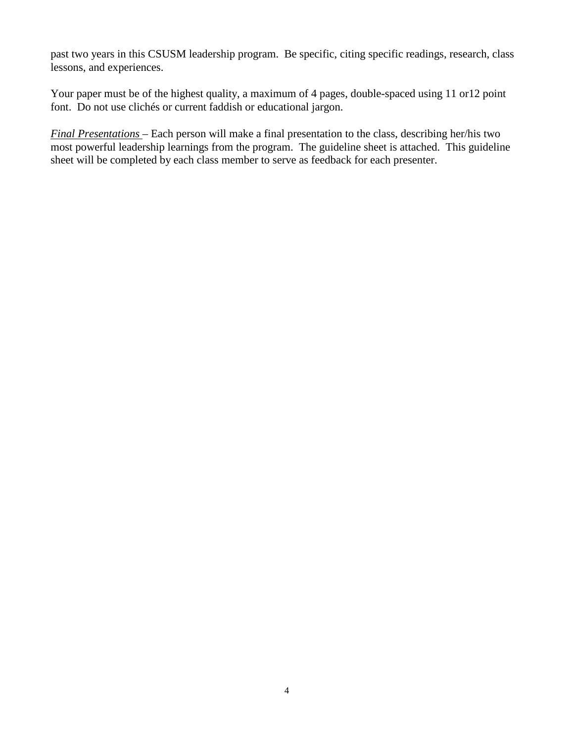past two years in this CSUSM leadership program. Be specific, citing specific readings, research, class lessons, and experiences.

Your paper must be of the highest quality, a maximum of 4 pages, double-spaced using 11 or12 point font. Do not use clichés or current faddish or educational jargon.

*Final Presentations* – Each person will make a final presentation to the class, describing her/his two most powerful leadership learnings from the program. The guideline sheet is attached. This guideline sheet will be completed by each class member to serve as feedback for each presenter.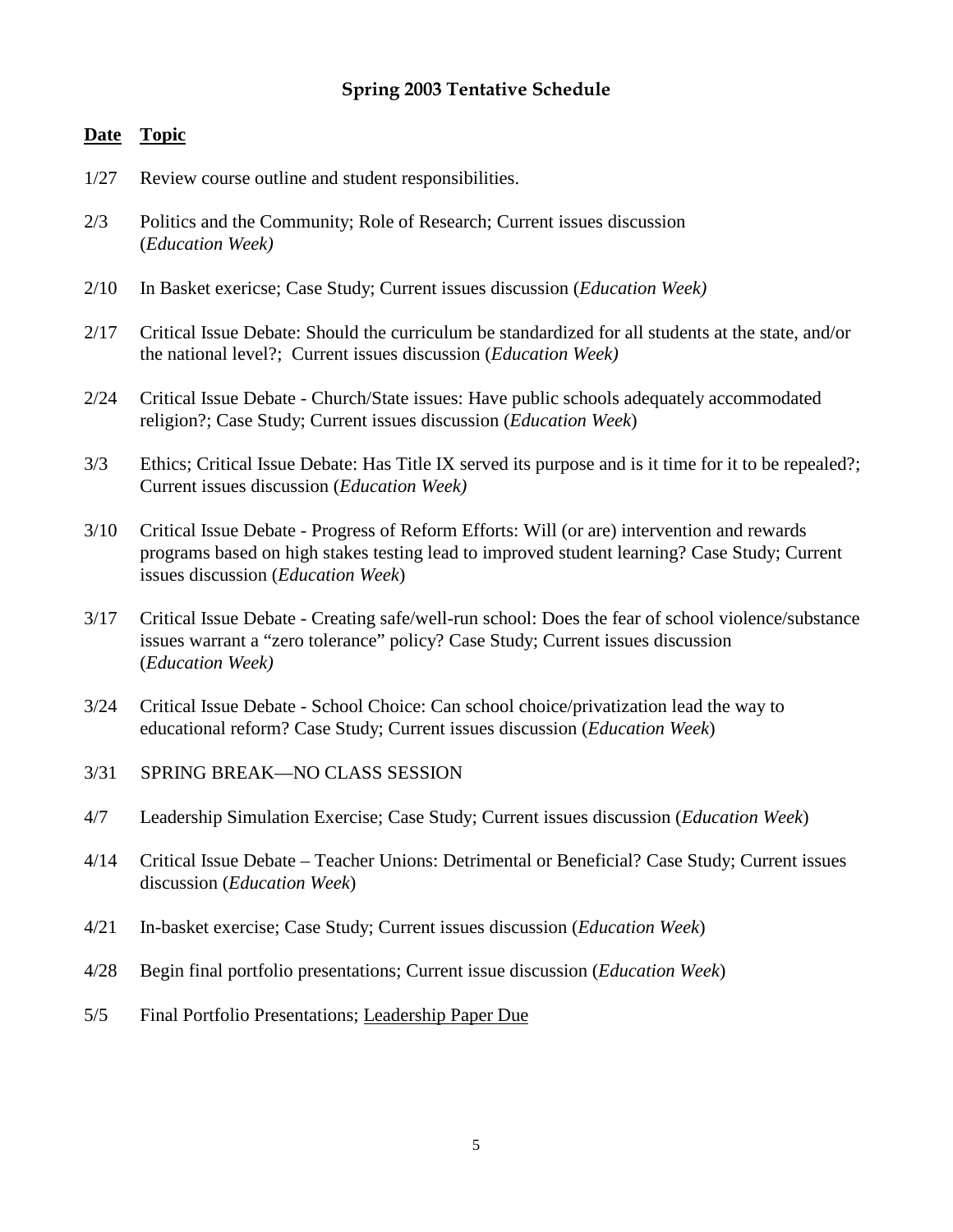## Spring 2003 Tentative Schedule

| **Date** | **Topic** |
|---|---|
| 1/27 | Review course outline and student responsibilities. |
| 2/3 | Politics and the Community; Role of Research; Current issues discussion (*Education Week)* |
| 2/10 | In Basket exericse; Case Study; Current issues discussion (*Education Week)* |
| 2/17 | Critical Issue Debate: Should the curriculum be standardized for all students at the state, and/or the national level?; Current issues discussion (*Education Week)* |
| 2/24 | Critical Issue Debate - Church/State issues: Have public schools adequately accommodated religion?; Case Study; Current issues discussion (*Education Week*) |
| 3/3 | Ethics; Critical Issue Debate: Has Title IX served its purpose and is it time for it to be repealed?; Current issues discussion (*Education Week)* |
| 3/10 | Critical Issue Debate - Progress of Reform Efforts: Will (or are) intervention and rewards programs based on high stakes testing lead to improved student learning? Case Study; Current issues discussion (*Education Week*) |
| 3/17 | Critical Issue Debate - Creating safe/well-run school: Does the fear of school violence/substance issues warrant a “zero tolerance” policy? Case Study; Current issues discussion (*Education Week)* |
| 3/24 | Critical Issue Debate - School Choice: Can school choice/privatization lead the way to educational reform? Case Study; Current issues discussion (*Education Week*) |
| 3/31 | SPRING BREAK—NO CLASS SESSION |
| 4/7 | Leadership Simulation Exercise; Case Study; Current issues discussion (*Education Week*) |
| 4/14 | Critical Issue Debate – Teacher Unions: Detrimental or Beneficial? Case Study; Current issues discussion (*Education Week*) |
| 4/21 | In-basket exercise; Case Study; Current issues discussion (*Education Week*) |
| 4/28 | Begin final portfolio presentations; Current issue discussion (*Education Week*) |
| 5/5 | Final Portfolio Presentations; <u>Leadership Paper Due</u> |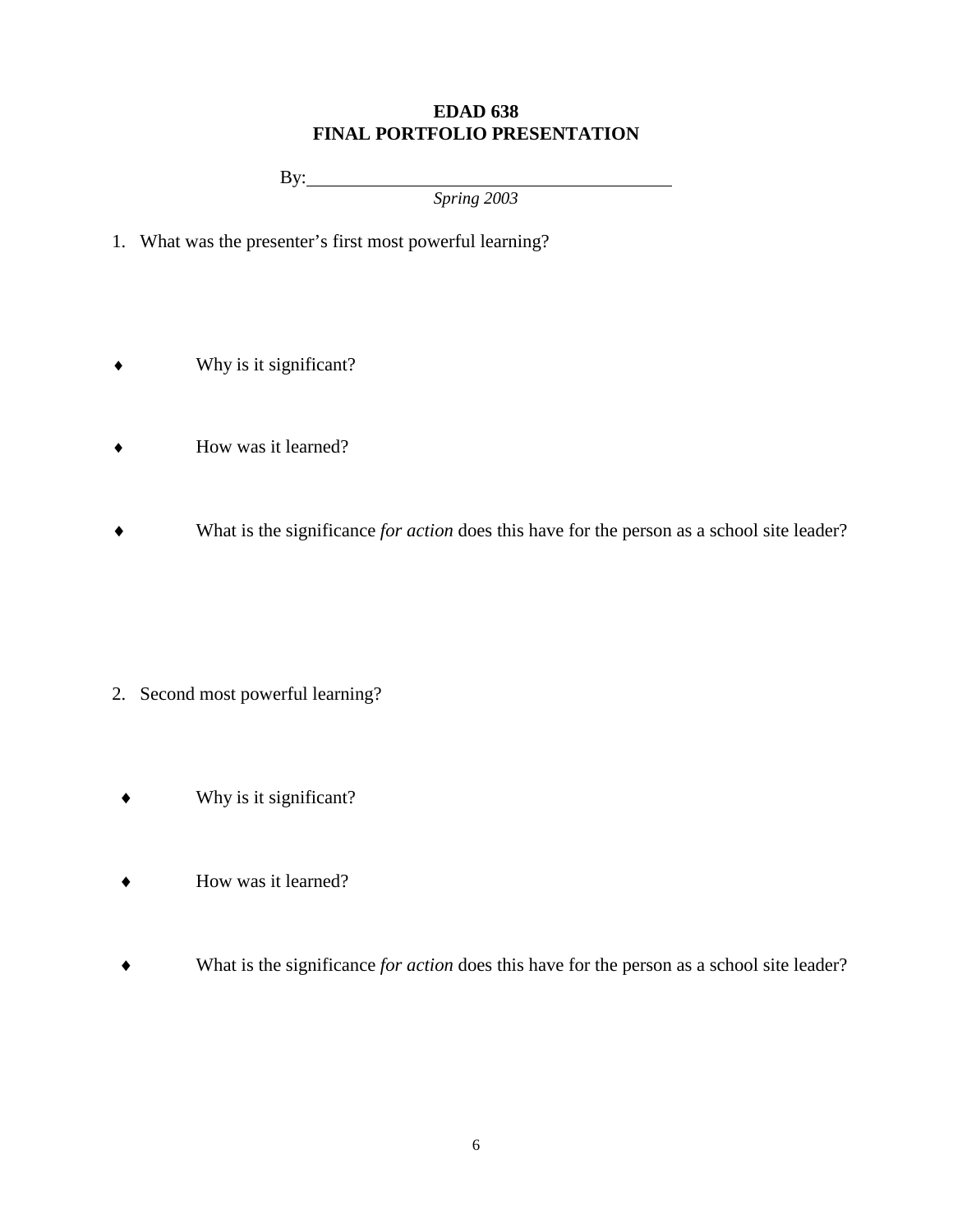**EDAD 638**
**FINAL PORTFOLIO PRESENTATION**

By: ________________________________________

*Spring 2003*

1. What was the presenter's first most powerful learning?

- Why is it significant?

- How was it learned?

- What is the significance *for action* does this have for the person as a school site leader?

2. Second most powerful learning?

- Why is it significant?

- How was it learned?

- What is the significance *for action* does this have for the person as a school site leader?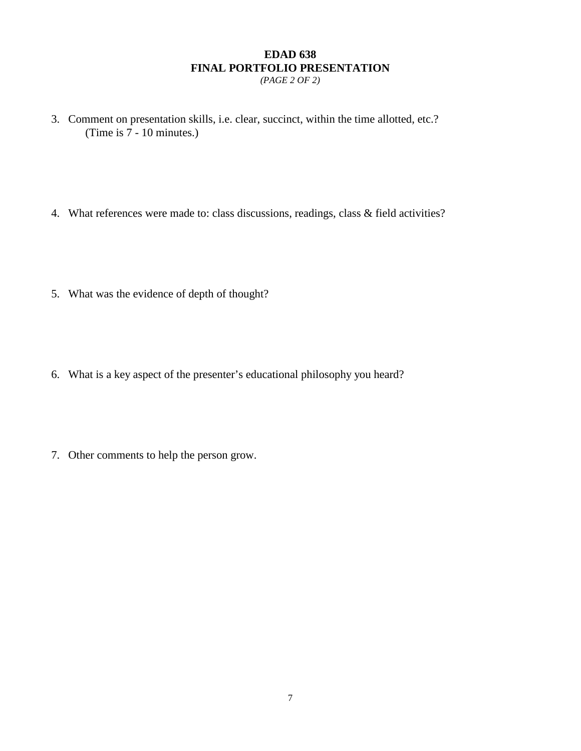# EDAD 638
## FINAL PORTFOLIO PRESENTATION
*(PAGE 2 OF 2)*

3. Comment on presentation skills, i.e. clear, succinct, within the time allotted, etc.?
   (Time is 7 - 10 minutes.)

4. What references were made to: class discussions, readings, class & field activities?

5. What was the evidence of depth of thought?

6. What is a key aspect of the presenter's educational philosophy you heard?

7. Other comments to help the person grow.